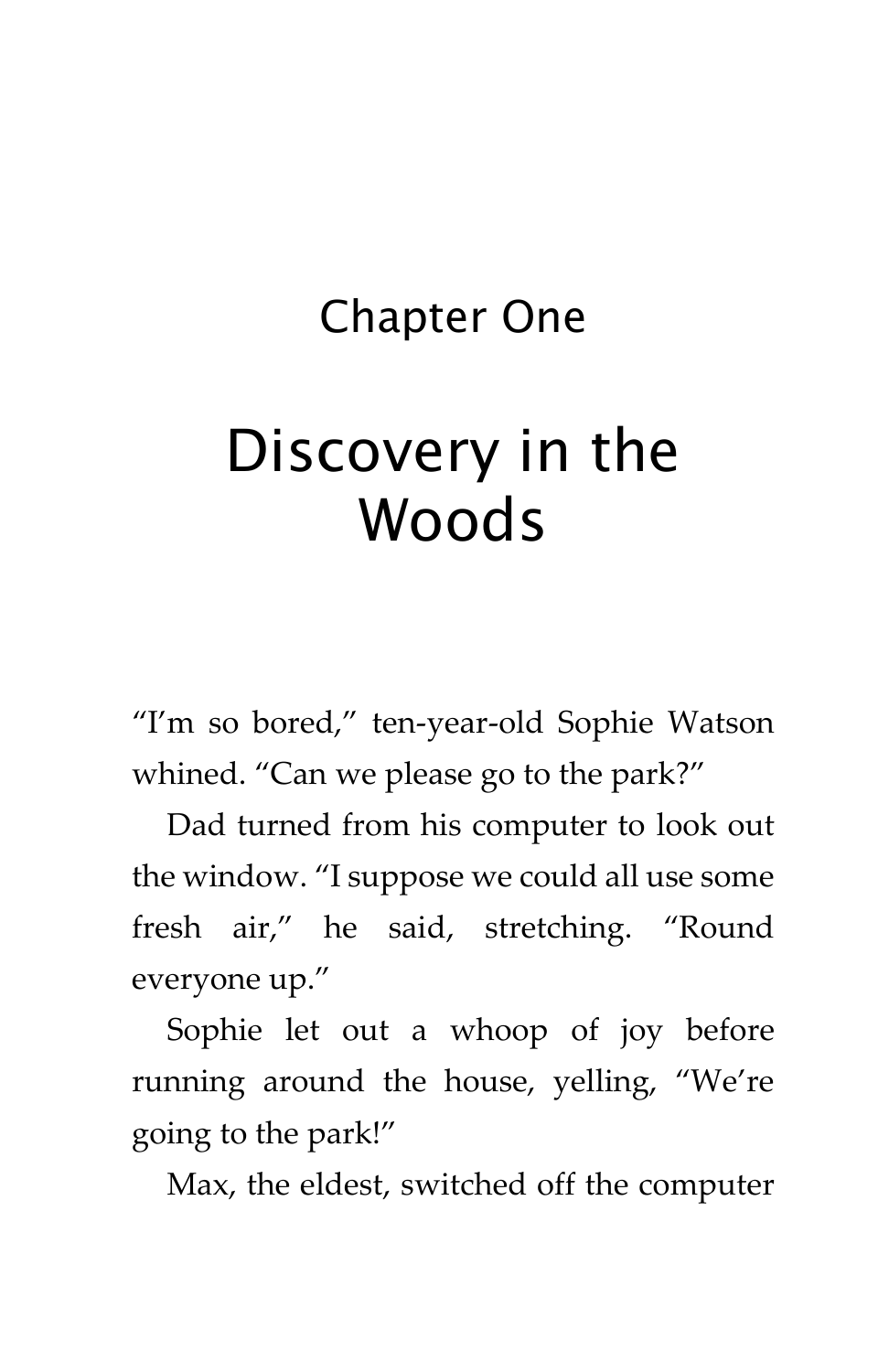# Chapter One

# Discovery in the Woods

"I'm so bored," ten-year-old Sophie Watson whined. "Can we please go to the park?"

Dad turned from his computer to look out the window. "I suppose we could all use some fresh air," he said, stretching. "Round everyone up."

Sophie let out a whoop of joy before running around the house, yelling, "We're going to the park!"

Max, the eldest, switched off the computer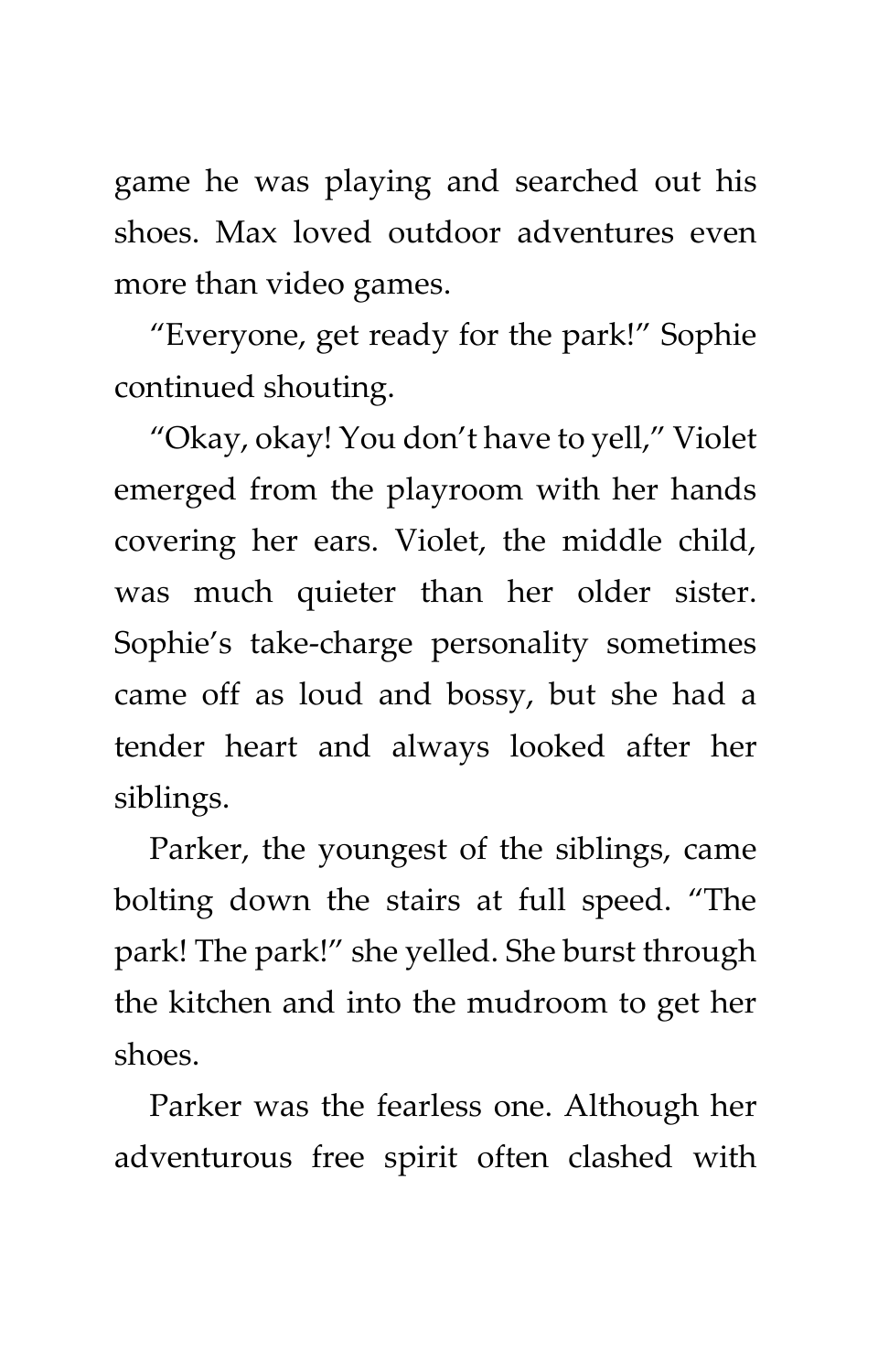game he was playing and searched out his shoes. Max loved outdoor adventures even more than video games.

"Everyone, get ready for the park!" Sophie continued shouting.

"Okay, okay! You don't have to yell," Violet emerged from the playroom with her hands covering her ears. Violet, the middle child, was much quieter than her older sister. Sophie's take-charge personality sometimes came off as loud and bossy, but she had a tender heart and always looked after her siblings.

Parker, the youngest of the siblings, came bolting down the stairs at full speed. "The park! The park!" she yelled. She burst through the kitchen and into the mudroom to get her shoes.

Parker was the fearless one. Although her adventurous free spirit often clashed with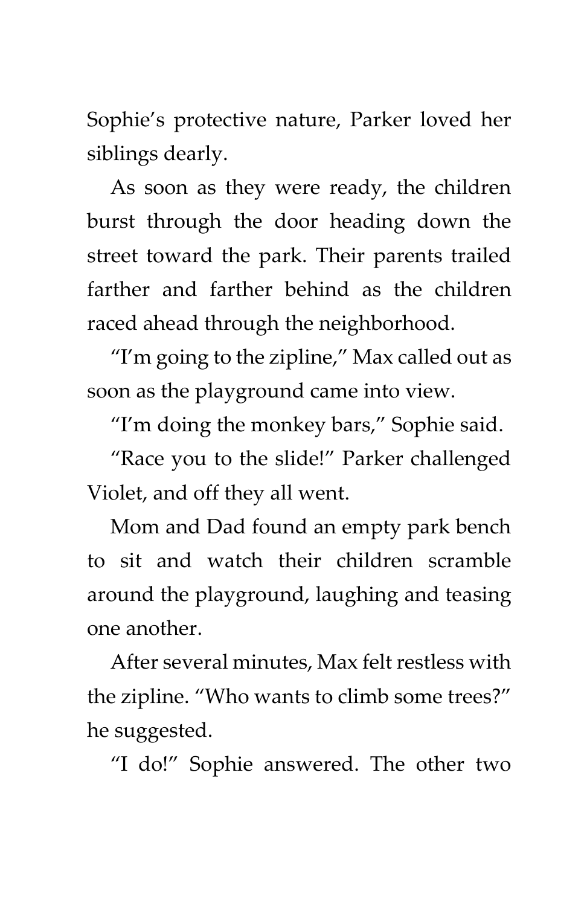Sophie's protective nature, Parker loved her siblings dearly.

As soon as they were ready, the children burst through the door heading down the street toward the park. Their parents trailed farther and farther behind as the children raced ahead through the neighborhood.

"I'm going to the zipline," Max called out as soon as the playground came into view.

"I'm doing the monkey bars," Sophie said.

"Race you to the slide!" Parker challenged Violet, and off they all went.

Mom and Dad found an empty park bench to sit and watch their children scramble around the playground, laughing and teasing one another.

After several minutes, Max felt restless with the zipline. "Who wants to climb some trees?" he suggested.

"I do!" Sophie answered. The other two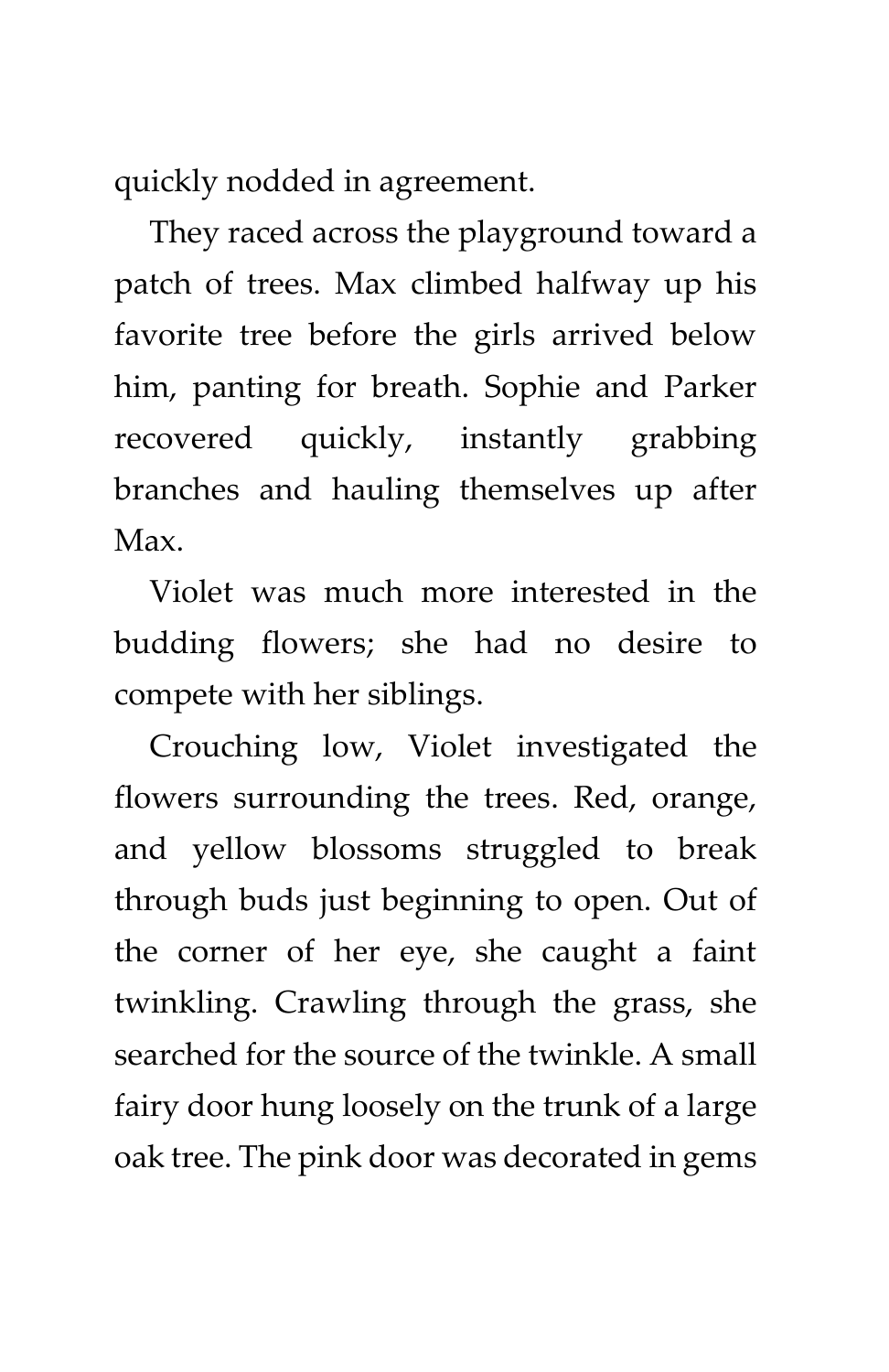quickly nodded in agreement.

They raced across the playground toward a patch of trees. Max climbed halfway up his favorite tree before the girls arrived below him, panting for breath. Sophie and Parker recovered quickly, instantly grabbing branches and hauling themselves up after Max.

Violet was much more interested in the budding flowers; she had no desire to compete with her siblings.

Crouching low, Violet investigated the flowers surrounding the trees. Red, orange, and yellow blossoms struggled to break through buds just beginning to open. Out of the corner of her eye, she caught a faint twinkling. Crawling through the grass, she searched for the source of the twinkle. A small fairy door hung loosely on the trunk of a large oak tree. The pink door was decorated in gems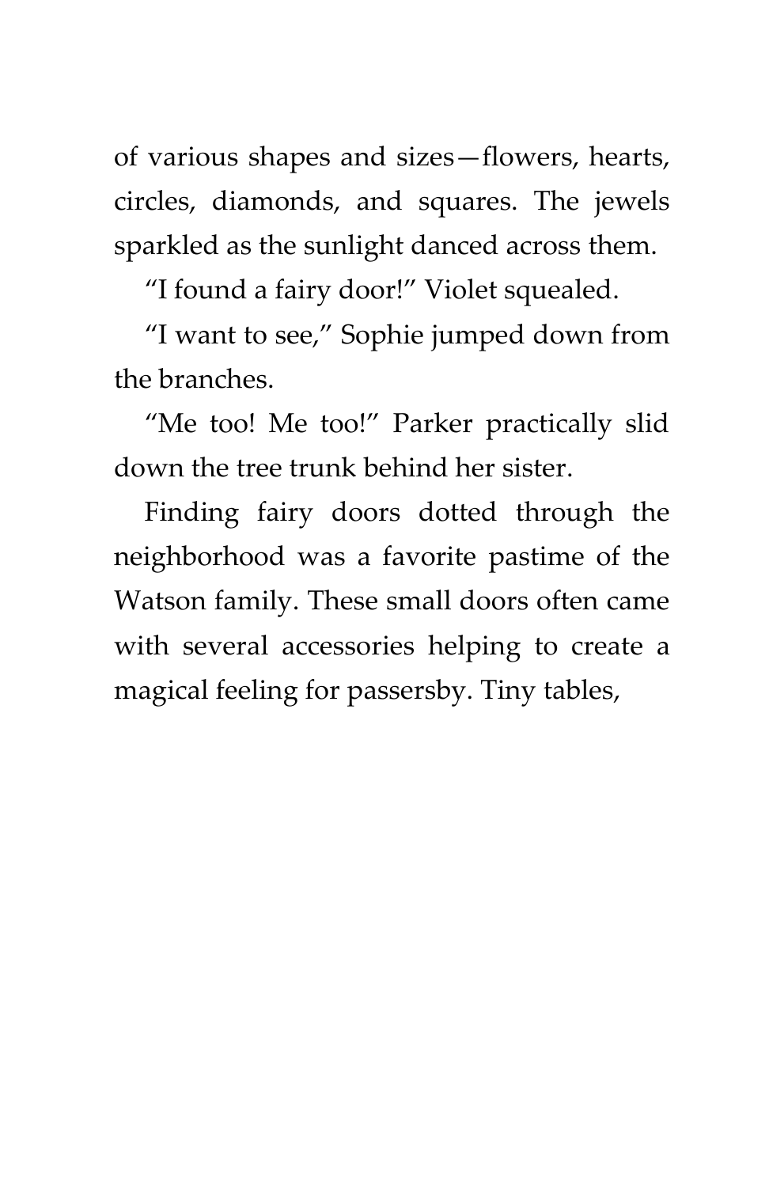of various shapes and sizes—flowers, hearts, circles, diamonds, and squares. The jewels sparkled as the sunlight danced across them.

"I found a fairy door!" Violet squealed.

"I want to see," Sophie jumped down from the branches.

"Me too! Me too!" Parker practically slid down the tree trunk behind her sister.

Finding fairy doors dotted through the neighborhood was a favorite pastime of the Watson family. These small doors often came with several accessories helping to create a magical feeling for passersby. Tiny tables,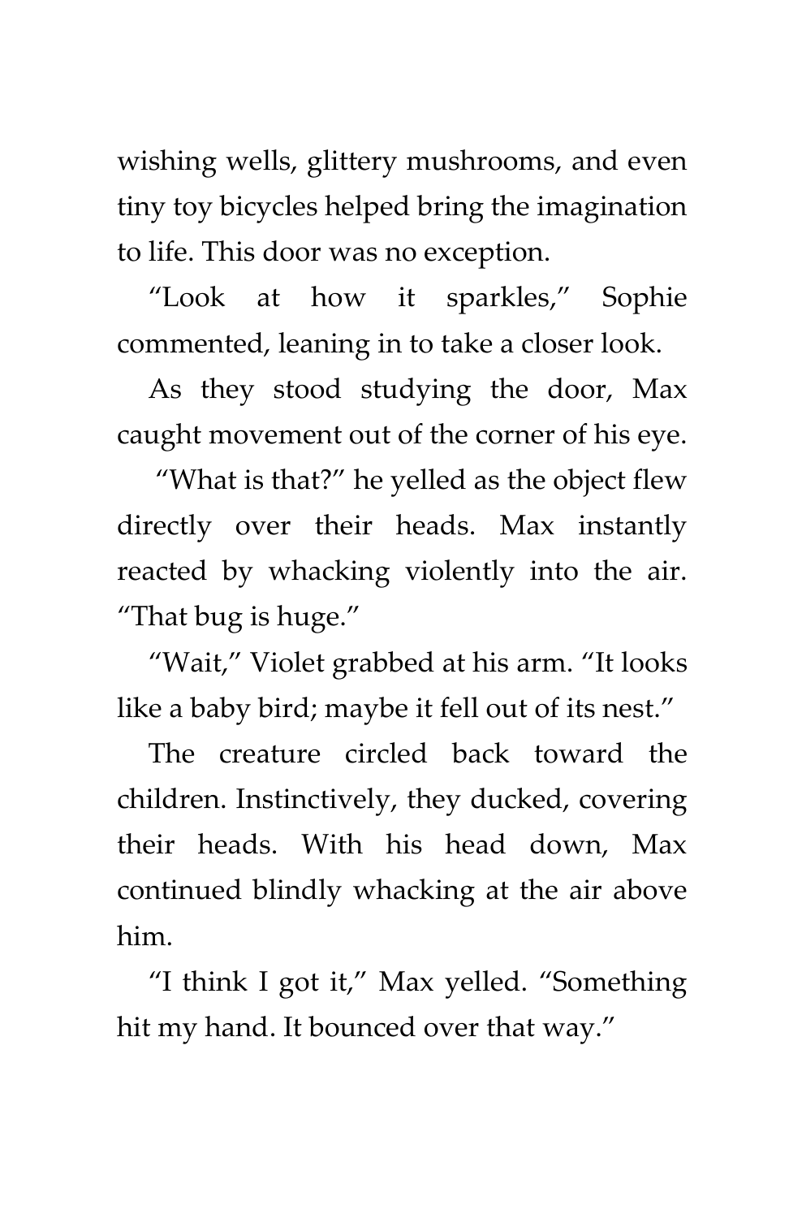wishing wells, glittery mushrooms, and even tiny toy bicycles helped bring the imagination to life. This door was no exception.

"Look at how it sparkles," Sophie commented, leaning in to take a closer look.

As they stood studying the door, Max caught movement out of the corner of his eye.

"What is that?" he yelled as the object flew directly over their heads. Max instantly reacted by whacking violently into the air. "That bug is huge."

"Wait," Violet grabbed at his arm. "It looks like a baby bird; maybe it fell out of its nest."

The creature circled back toward the children. Instinctively, they ducked, covering their heads. With his head down, Max continued blindly whacking at the air above him.

"I think I got it," Max yelled. "Something hit my hand. It bounced over that way."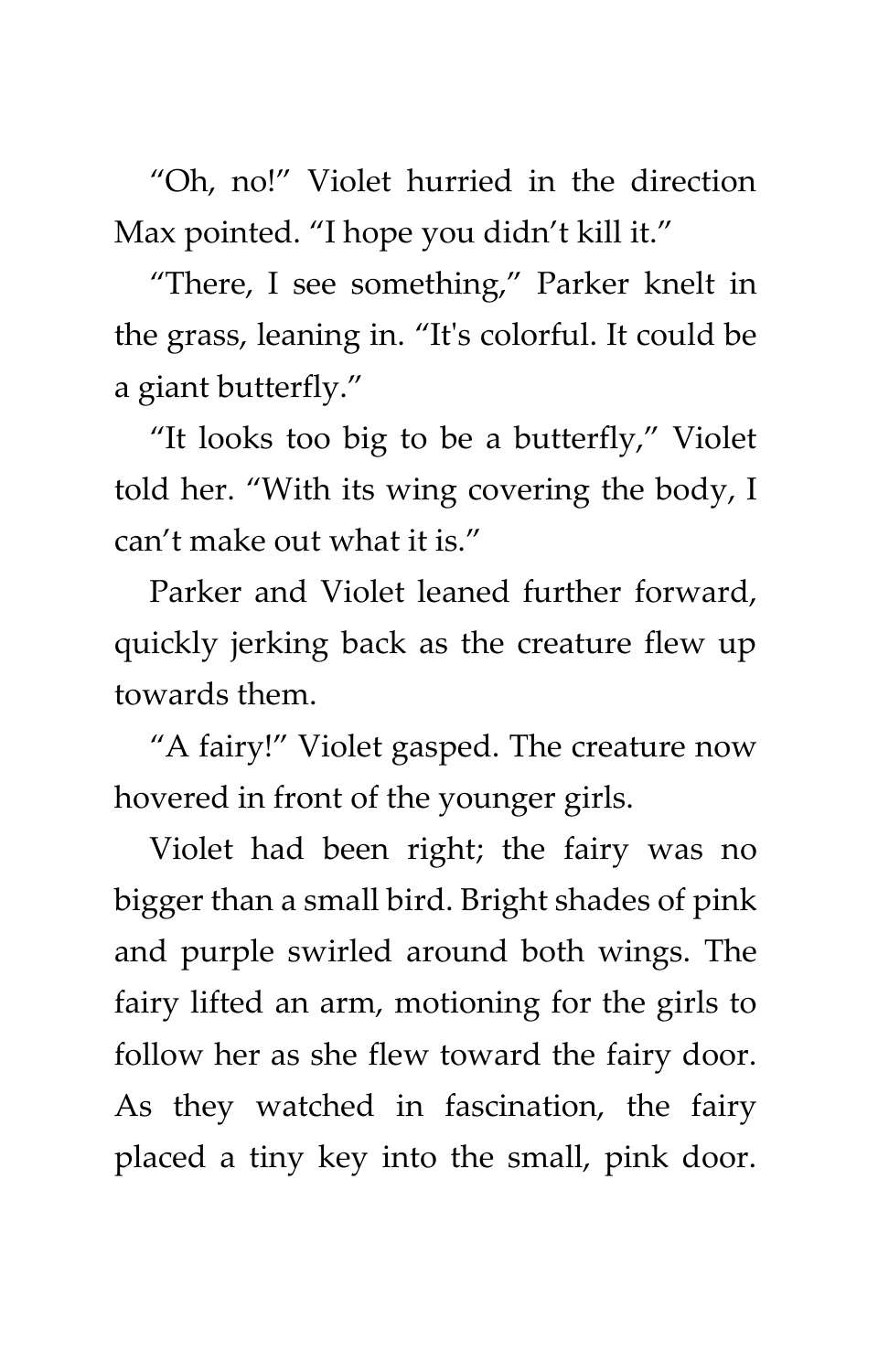"Oh, no!" Violet hurried in the direction Max pointed. "I hope you didn't kill it."

"There, I see something," Parker knelt in the grass, leaning in. "It's colorful. It could be a giant butterfly."

"It looks too big to be a butterfly," Violet told her. "With its wing covering the body, I can't make out what it is."

Parker and Violet leaned further forward, quickly jerking back as the creature flew up towards them.

"A fairy!" Violet gasped. The creature now hovered in front of the younger girls.

Violet had been right; the fairy was no bigger than a small bird. Bright shades of pink and purple swirled around both wings. The fairy lifted an arm, motioning for the girls to follow her as she flew toward the fairy door. As they watched in fascination, the fairy placed a tiny key into the small, pink door.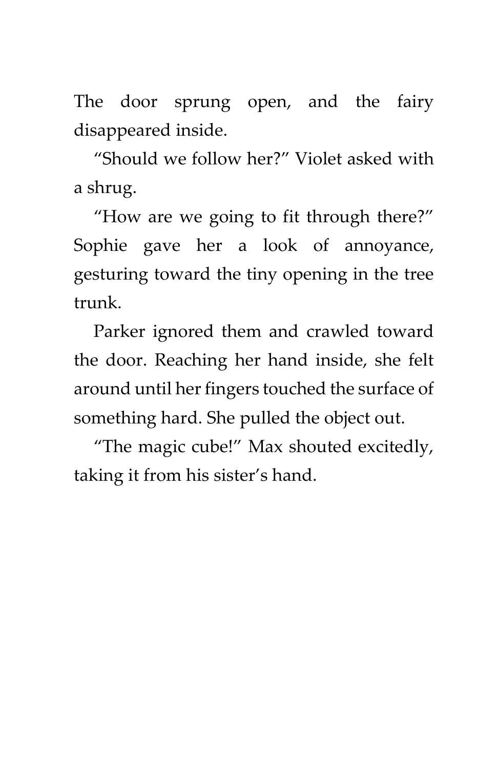The door sprung open, and the fairy disappeared inside.

"Should we follow her?" Violet asked with a shrug.

"How are we going to fit through there?" Sophie gave her a look of annoyance, gesturing toward the tiny opening in the tree trunk.

Parker ignored them and crawled toward the door. Reaching her hand inside, she felt around until her fingers touched the surface of something hard. She pulled the object out.

"The magic cube!" Max shouted excitedly, taking it from his sister's hand.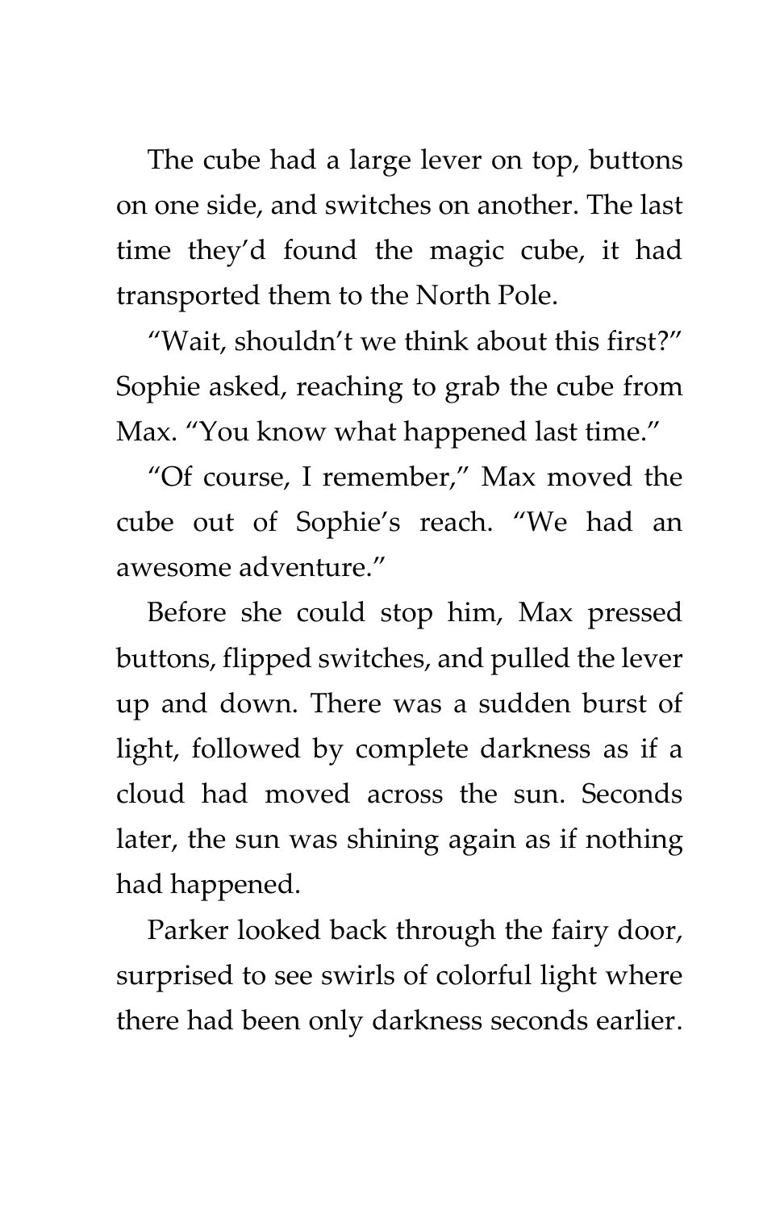The cube had a large lever on top, buttons on one side, and switches on another. The last time they'd found the magic cube, it had transported them to the North Pole.

"Wait, shouldn't we think about this first?" Sophie asked, reaching to grab the cube from Max. "You know what happened last time."

"Of course, I remember," Max moved the cube out of Sophie's reach. "We had an awesome adventure."

Before she could stop him, Max pressed buttons, flipped switches, and pulled the lever up and down. There was a sudden burst of light, followed by complete darkness as if a cloud had moved across the sun. Seconds later, the sun was shining again as if nothing had happened.

Parker looked back through the fairy door, surprised to see swirls of colorful light where there had been only darkness seconds earlier.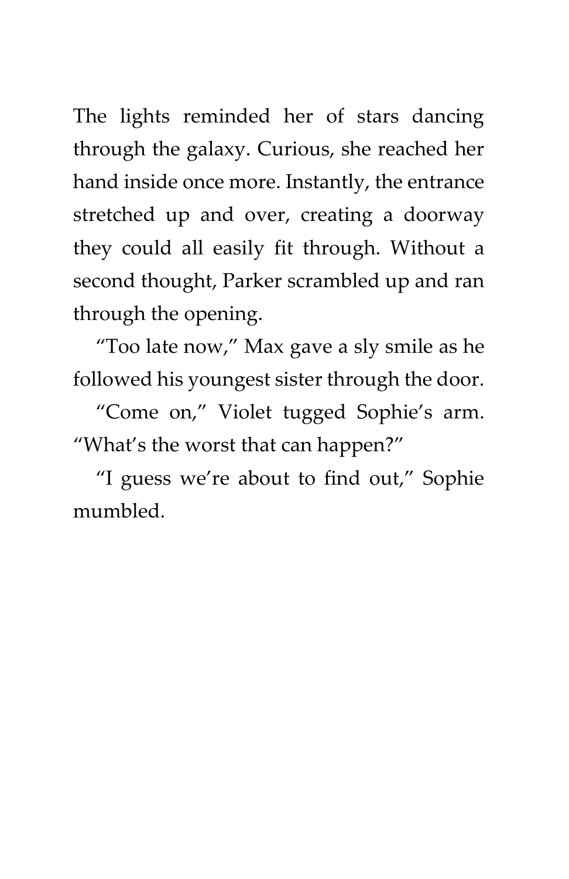The lights reminded her of stars dancing through the galaxy. Curious, she reached her hand inside once more. Instantly, the entrance stretched up and over, creating a doorway they could all easily fit through. Without a second thought, Parker scrambled up and ran through the opening.

"Too late now," Max gave a sly smile as he followed his youngest sister through the door.

"Come on," Violet tugged Sophie's arm. "What's the worst that can happen?"

"I guess we're about to find out," Sophie mumbled.